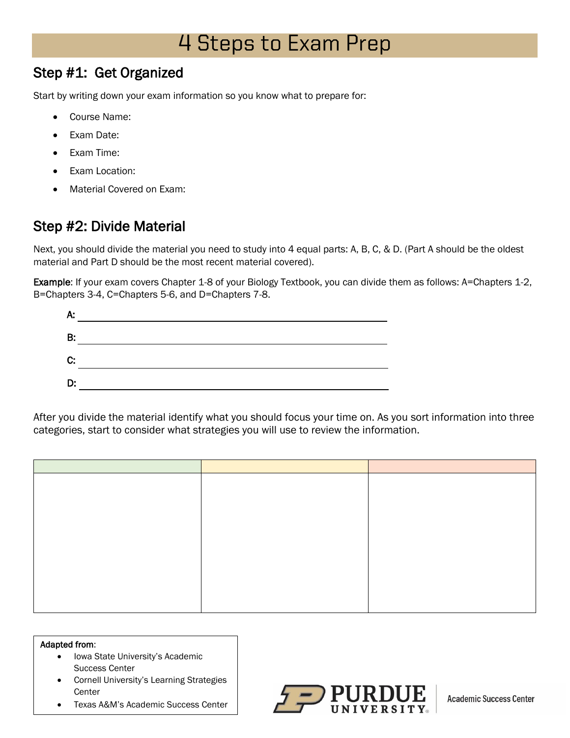# 4 Steps to Exam Prep

## Step #1: Get Organized

Start by writing down your exam information so you know what to prepare for:

- Course Name:
- Exam Date:
- Exam Time:
- Exam Location:
- Material Covered on Exam:

## Step #2: Divide Material

Next, you should divide the material you need to study into 4 equal parts: A, B, C, & D. (Part A should be the oldest material and Part D should be the most recent material covered).

**Example**: If your exam covers Chapter 1-8 of your Biology Textbook, you can divide them as follows: A=Chapters 1-2, B=Chapters 3-4, C=Chapters 5-6, and D=Chapters 7-8.

**A:** ______________________________

**B:** ______________________________

**C:** ______________________________

**D:** ______________________________

After you divide the material identify what you should focus your time on. As you sort information into three categories, start to consider what strategies you will use to review the information.

| | | |
|---|---|---|
| | | |

**Adapted from**:

- Iowa State University's Academic Success Center
- Cornell University's Learning Strategies Center
- Texas A&M's Academic Success Center

PURDUE UNIVERSITY | Academic Success Center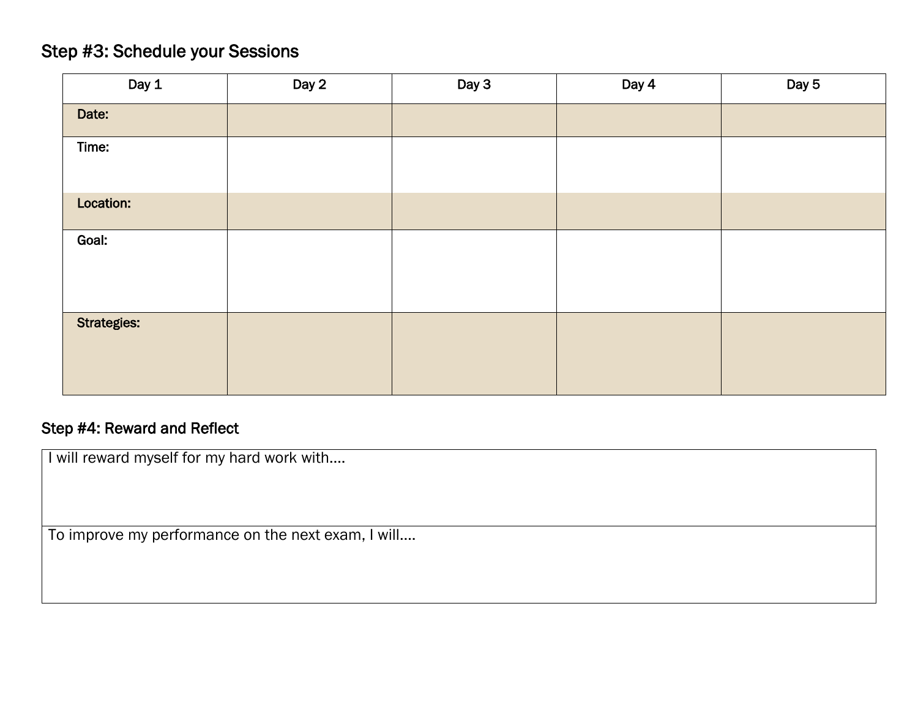## Step #3: Schedule your Sessions

| Day 1 | Day 2 | Day 3 | Day 4 | Day 5 |
|---|---|---|---|---|
| Date: | | | | |
| Time: | | | | |
| Location: | | | | |
| Goal: | | | | |
| Strategies: | | | | |

## Step #4: Reward and Reflect

| |
|---|
| I will reward myself for my hard work with…. |
| To improve my performance on the next exam, I will…. |